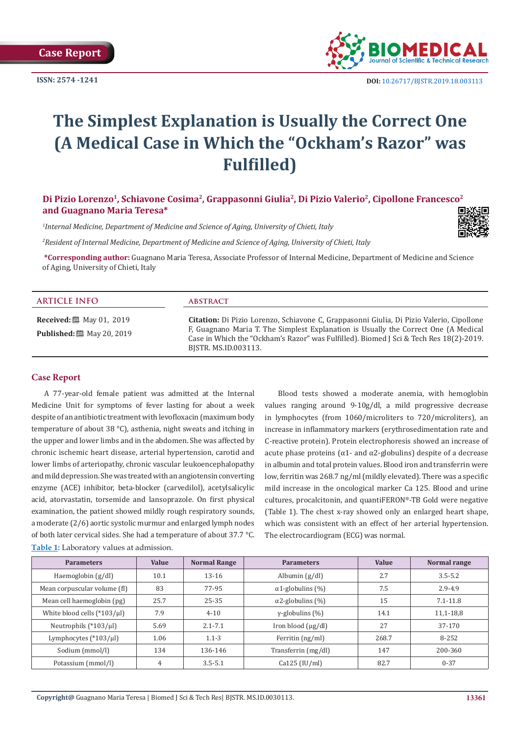Case Report

ISSN: 2574 -1241

DOI: 10.26717/BJSTR.2019.18.003113

# The Simplest Explanation is Usually the Correct One (A Medical Case in Which the "Ockham's Razor" was Fulfilled)

**Di Pizio Lorenzo[1], Schiavone Cosima[2], Grappasonni Giulia[2], Di Pizio Valerio[2], Cipollone Francesco[2] and Guagnano Maria Teresa***

*[1]Internal Medicine, Department of Medicine and Science of Aging, University of Chieti, Italy*

*[2]Resident of Internal Medicine, Department of Medicine and Science of Aging, University of Chieti, Italy*

**\*Corresponding author:** Guagnano Maria Teresa, Associate Professor of Internal Medicine, Department of Medicine and Science of Aging, University of Chieti, Italy

## ARTICLE INFO

**Received:** May 01, 2019

**Published:** May 20, 2019

## ABSTRACT

**Citation:** Di Pizio Lorenzo, Schiavone C, Grappasonni Giulia, Di Pizio Valerio, Cipollone F, Guagnano Maria T. The Simplest Explanation is Usually the Correct One (A Medical Case in Which the "Ockham's Razor" was Fulfilled). Biomed J Sci & Tech Res 18(2)-2019. BJSTR. MS.ID.003113.

## Case Report

A 77-year-old female patient was admitted at the Internal Medicine Unit for symptoms of fever lasting for about a week despite of an antibiotic treatment with levofloxacin (maximum body temperature of about 38 °C), asthenia, night sweats and itching in the upper and lower limbs and in the abdomen. She was affected by chronic ischemic heart disease, arterial hypertension, carotid and lower limbs of arteriopathy, chronic vascular leukoencephalopathy and mild depression. She was treated with an angiotensin converting enzyme (ACE) inhibitor, beta-blocker (carvedilol), acetylsalicylic acid, atorvastatin, torsemide and lansoprazole. On first physical examination, the patient showed mildly rough respiratory sounds, a moderate (2/6) aortic systolic murmur and enlarged lymph nodes of both later cervical sides. She had a temperature of about 37.7 °C.

Blood tests showed a moderate anemia, with hemoglobin values ranging around 9-10g/dl, a mild progressive decrease in lymphocytes (from 1060/microliters to 720/microliters), an increase in inflammatory markers (erythrosedimentation rate and C-reactive protein). Protein electrophoresis showed an increase of acute phase proteins (α1- and α2-globulins) despite of a decrease in albumin and total protein values. Blood iron and transferrin were low, ferritin was 268.7 ng/ml (mildly elevated). There was a specific mild increase in the oncological marker Ca 125. Blood and urine cultures, procalcitonin, and quantiFERON®-TB Gold were negative (Table 1). The chest x-ray showed only an enlarged heart shape, which was consistent with an effect of her arterial hypertension. The electrocardiogram (ECG) was normal.

**Table 1:** Laboratory values at admission.

| Parameters | Value | Normal Range | Parameters | Value | Normal range |
|---|---|---|---|---|---|
| Haemoglobin (g/dl) | 10.1 | 13-16 | Albumin (g/dl) | 2.7 | 3.5-5.2 |
| Mean corpuscular volume (fl) | 83 | 77-95 | α1-globulins (%) | 7.5 | 2.9-4.9 |
| Mean cell haemoglobin (pg) | 25.7 | 25-35 | α2-globulins (%) | 15 | 7.1-11.8 |
| White blood cells (*103/µl) | 7.9 | 4-10 | γ-globulins (%) | 14.1 | 11,1-18,8 |
| Neutrophils (*103/µl) | 5.69 | 2.1-7.1 | Iron blood (µg/dl) | 27 | 37-170 |
| Lymphocytes (*103/µl) | 1.06 | 1.1-3 | Ferritin (ng/ml) | 268.7 | 8-252 |
| Sodium (mmol/l) | 134 | 136-146 | Transferrin (mg/dl) | 147 | 200-360 |
| Potassium (mmol/l) | 4 | 3.5-5.1 | Ca125 (IU/ml) | 82.7 | 0-37 |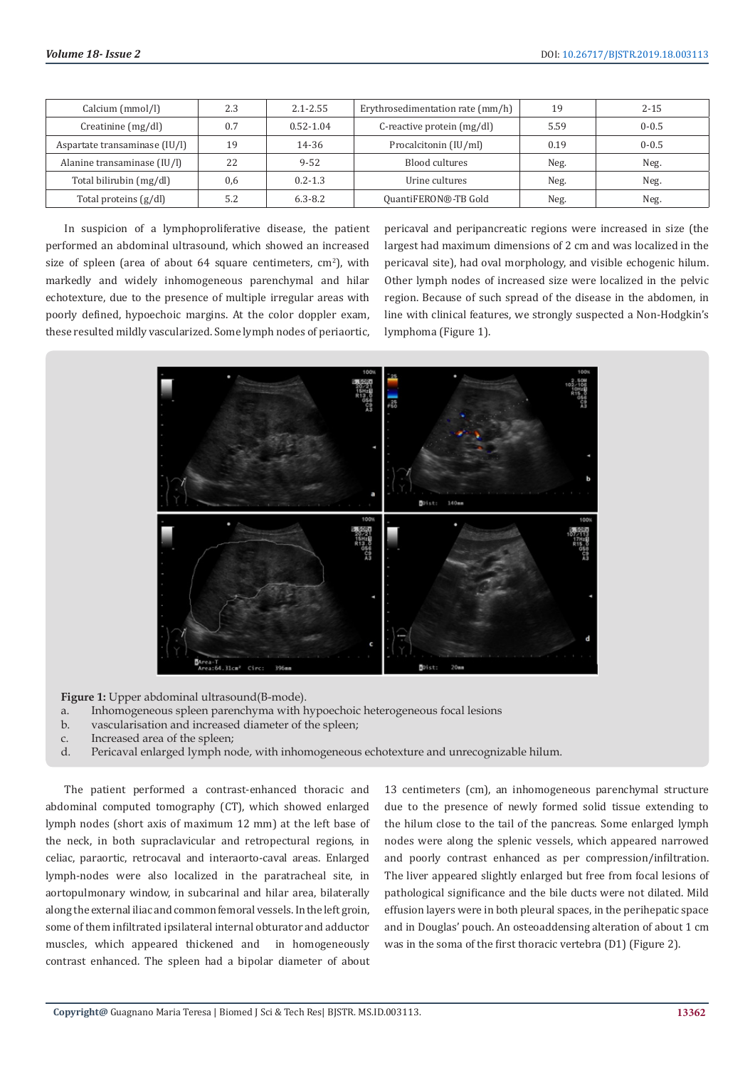| Calcium (mmol/l) | 2.3 | 2.1-2.55 | Erythrosedimentation rate (mm/h) | 19 | 2-15 |
|---|---|---|---|---|---|
| Creatinine (mg/dl) | 0.7 | 0.52-1.04 | C-reactive protein (mg/dl) | 5.59 | 0-0.5 |
| Aspartate transaminase (IU/l) | 19 | 14-36 | Procalcitonin (IU/ml) | 0.19 | 0-0.5 |
| Alanine transaminase (IU/l) | 22 | 9-52 | Blood cultures | Neg. | Neg. |
| Total bilirubin (mg/dl) | 0,6 | 0.2-1.3 | Urine cultures | Neg. | Neg. |
| Total proteins (g/dl) | 5.2 | 6.3-8.2 | QuantiFERON®-TB Gold | Neg. | Neg. |

In suspicion of a lymphoproliferative disease, the patient performed an abdominal ultrasound, which showed an increased size of spleen (area of about 64 square centimeters, $cm^2$), with markedly and widely inhomogeneous parenchymal and hilar echotexture, due to the presence of multiple irregular areas with poorly defined, hypoechoic margins. At the color doppler exam, these resulted mildly vascularized. Some lymph nodes of periaortic, pericaval and peripancreatic regions were increased in size (the largest had maximum dimensions of 2 cm and was localized in the pericaval site), had oval morphology, and visible echogenic hilum. Other lymph nodes of increased size were localized in the pelvic region. Because of such spread of the disease in the abdomen, in line with clinical features, we strongly suspected a Non-Hodgkin's lymphoma (Figure 1).

**Figure 1:** Upper abdominal ultrasound(B-mode).

a. Inhomogeneous spleen parenchyma with hypoechoic heterogeneous focal lesions
b. vascularisation and increased diameter of the spleen;
c. Increased area of the spleen;
d. Pericaval enlarged lymph node, with inhomogeneous echotexture and unrecognizable hilum.

The patient performed a contrast-enhanced thoracic and abdominal computed tomography (CT), which showed enlarged lymph nodes (short axis of maximum 12 mm) at the left base of the neck, in both supraclavicular and retropectural regions, in celiac, paraortic, retrocaval and interaorto-caval areas. Enlarged lymph-nodes were also localized in the paratracheal site, in aortopulmonary window, in subcarinal and hilar area, bilaterally along the external iliac and common femoral vessels. In the left groin, some of them infiltrated ipsilateral internal obturator and adductor muscles, which appeared thickened and in homogeneously contrast enhanced. The spleen had a bipolar diameter of about 13 centimeters (cm), an inhomogeneous parenchymal structure due to the presence of newly formed solid tissue extending to the hilum close to the tail of the pancreas. Some enlarged lymph nodes were along the splenic vessels, which appeared narrowed and poorly contrast enhanced as per compression/infiltration. The liver appeared slightly enlarged but free from focal lesions of pathological significance and the bile ducts were not dilated. Mild effusion layers were in both pleural spaces, in the perihepatic space and in Douglas' pouch. An osteoaddensing alteration of about 1 cm was in the soma of the first thoracic vertebra (D1) (Figure 2).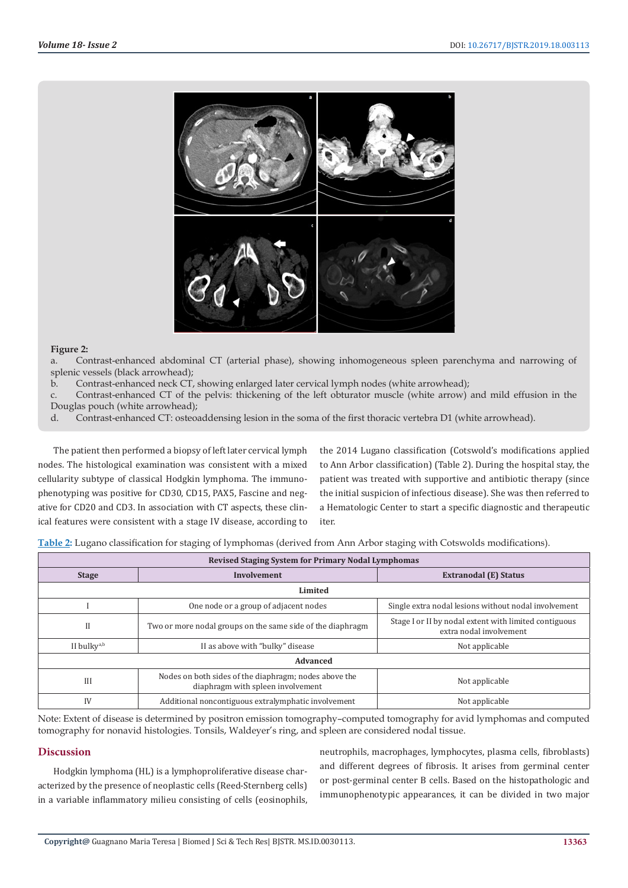**Figure 2:**

a. Contrast-enhanced abdominal CT (arterial phase), showing inhomogeneous spleen parenchyma and narrowing of splenic vessels (black arrowhead);

b. Contrast-enhanced neck CT, showing enlarged later cervical lymph nodes (white arrowhead);

c. Contrast-enhanced CT of the pelvis: thickening of the left obturator muscle (white arrow) and mild effusion in the Douglas pouch (white arrowhead);

d. Contrast-enhanced CT: osteoaddensing lesion in the soma of the first thoracic vertebra D1 (white arrowhead).

The patient then performed a biopsy of left later cervical lymph nodes. The histological examination was consistent with a mixed cellularity subtype of classical Hodgkin lymphoma. The immunophenotyping was positive for CD30, CD15, PAX5, Fascine and negative for CD20 and CD3. In association with CT aspects, these clinical features were consistent with a stage IV disease, according to the 2014 Lugano classification (Cotswold's modifications applied to Ann Arbor classification) (Table 2). During the hospital stay, the patient was treated with supportive and antibiotic therapy (since the initial suspicion of infectious disease). She was then referred to a Hematologic Center to start a specific diagnostic and therapeutic iter.

**Table 2:** Lugano classification for staging of lymphomas (derived from Ann Arbor staging with Cotswolds modifications).

| Revised Staging System for Primary Nodal Lymphomas | | |
|---|---|---|
| **Stage** | **Involvement** | **Extranodal (E) Status** |
| **Limited** | | |
| I | One node or a group of adjacent nodes | Single extra nodal lesions without nodal involvement |
| II | Two or more nodal groups on the same side of the diaphragm | Stage I or II by nodal extent with limited contiguous extra nodal involvement |
| II bulky[a,b] | II as above with "bulky" disease | Not applicable |
| **Advanced** | | |
| III | Nodes on both sides of the diaphragm; nodes above the diaphragm with spleen involvement | Not applicable |
| IV | Additional noncontiguous extralymphatic involvement | Not applicable |

Note: Extent of disease is determined by positron emission tomography–computed tomography for avid lymphomas and computed tomography for nonavid histologies. Tonsils, Waldeyer's ring, and spleen are considered nodal tissue.

## Discussion

Hodgkin lymphoma (HL) is a lymphoproliferative disease characterized by the presence of neoplastic cells (Reed-Sternberg cells) in a variable inflammatory milieu consisting of cells (eosinophils, neutrophils, macrophages, lymphocytes, plasma cells, fibroblasts) and different degrees of fibrosis. It arises from germinal center or post-germinal center B cells. Based on the histopathologic and immunophenotypic appearances, it can be divided in two major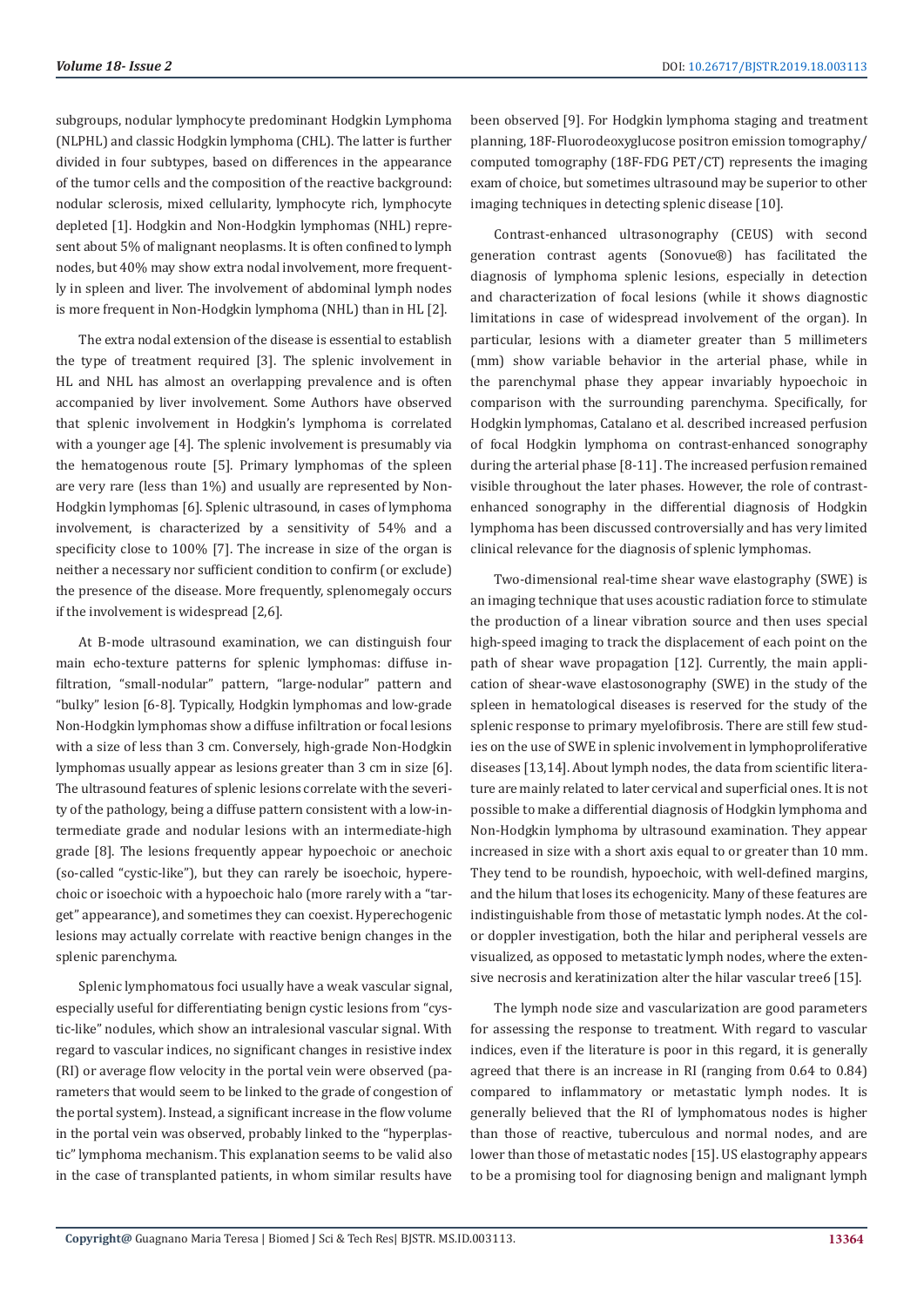subgroups, nodular lymphocyte predominant Hodgkin Lymphoma (NLPHL) and classic Hodgkin lymphoma (CHL). The latter is further divided in four subtypes, based on differences in the appearance of the tumor cells and the composition of the reactive background: nodular sclerosis, mixed cellularity, lymphocyte rich, lymphocyte depleted [1]. Hodgkin and Non-Hodgkin lymphomas (NHL) represent about 5% of malignant neoplasms. It is often confined to lymph nodes, but 40% may show extra nodal involvement, more frequently in spleen and liver. The involvement of abdominal lymph nodes is more frequent in Non-Hodgkin lymphoma (NHL) than in HL [2].

The extra nodal extension of the disease is essential to establish the type of treatment required [3]. The splenic involvement in HL and NHL has almost an overlapping prevalence and is often accompanied by liver involvement. Some Authors have observed that splenic involvement in Hodgkin's lymphoma is correlated with a younger age [4]. The splenic involvement is presumably via the hematogenous route [5]. Primary lymphomas of the spleen are very rare (less than 1%) and usually are represented by Non-Hodgkin lymphomas [6]. Splenic ultrasound, in cases of lymphoma involvement, is characterized by a sensitivity of 54% and a specificity close to 100% [7]. The increase in size of the organ is neither a necessary nor sufficient condition to confirm (or exclude) the presence of the disease. More frequently, splenomegaly occurs if the involvement is widespread [2,6].

At B-mode ultrasound examination, we can distinguish four main echo-texture patterns for splenic lymphomas: diffuse infiltration, "small-nodular" pattern, "large-nodular" pattern and "bulky" lesion [6-8]. Typically, Hodgkin lymphomas and low-grade Non-Hodgkin lymphomas show a diffuse infiltration or focal lesions with a size of less than 3 cm. Conversely, high-grade Non-Hodgkin lymphomas usually appear as lesions greater than 3 cm in size [6]. The ultrasound features of splenic lesions correlate with the severity of the pathology, being a diffuse pattern consistent with a low-intermediate grade and nodular lesions with an intermediate-high grade [8]. The lesions frequently appear hypoechoic or anechoic (so-called "cystic-like"), but they can rarely be isoechoic, hyperechoic or isoechoic with a hypoechoic halo (more rarely with a "target" appearance), and sometimes they can coexist. Hyperechogenic lesions may actually correlate with reactive benign changes in the splenic parenchyma.

Splenic lymphomatous foci usually have a weak vascular signal, especially useful for differentiating benign cystic lesions from "cystic-like" nodules, which show an intralesional vascular signal. With regard to vascular indices, no significant changes in resistive index (RI) or average flow velocity in the portal vein were observed (parameters that would seem to be linked to the grade of congestion of the portal system). Instead, a significant increase in the flow volume in the portal vein was observed, probably linked to the "hyperplastic" lymphoma mechanism. This explanation seems to be valid also in the case of transplanted patients, in whom similar results have been observed [9]. For Hodgkin lymphoma staging and treatment planning, 18F-Fluorodeoxyglucose positron emission tomography/computed tomography (18F-FDG PET/CT) represents the imaging exam of choice, but sometimes ultrasound may be superior to other imaging techniques in detecting splenic disease [10].

Contrast-enhanced ultrasonography (CEUS) with second generation contrast agents (Sonovue®) has facilitated the diagnosis of lymphoma splenic lesions, especially in detection and characterization of focal lesions (while it shows diagnostic limitations in case of widespread involvement of the organ). In particular, lesions with a diameter greater than 5 millimeters (mm) show variable behavior in the arterial phase, while in the parenchymal phase they appear invariably hypoechoic in comparison with the surrounding parenchyma. Specifically, for Hodgkin lymphomas, Catalano et al. described increased perfusion of focal Hodgkin lymphoma on contrast-enhanced sonography during the arterial phase [8-11]. The increased perfusion remained visible throughout the later phases. However, the role of contrast-enhanced sonography in the differential diagnosis of Hodgkin lymphoma has been discussed controversially and has very limited clinical relevance for the diagnosis of splenic lymphomas.

Two-dimensional real-time shear wave elastography (SWE) is an imaging technique that uses acoustic radiation force to stimulate the production of a linear vibration source and then uses special high-speed imaging to track the displacement of each point on the path of shear wave propagation [12]. Currently, the main application of shear-wave elastosonography (SWE) in the study of the spleen in hematological diseases is reserved for the study of the splenic response to primary myelofibrosis. There are still few studies on the use of SWE in splenic involvement in lymphoproliferative diseases [13,14]. About lymph nodes, the data from scientific literature are mainly related to later cervical and superficial ones. It is not possible to make a differential diagnosis of Hodgkin lymphoma and Non-Hodgkin lymphoma by ultrasound examination. They appear increased in size with a short axis equal to or greater than 10 mm. They tend to be roundish, hypoechoic, with well-defined margins, and the hilum that loses its echogenicity. Many of these features are indistinguishable from those of metastatic lymph nodes. At the color doppler investigation, both the hilar and peripheral vessels are visualized, as opposed to metastatic lymph nodes, where the extensive necrosis and keratinization alter the hilar vascular tree6 [15].

The lymph node size and vascularization are good parameters for assessing the response to treatment. With regard to vascular indices, even if the literature is poor in this regard, it is generally agreed that there is an increase in RI (ranging from 0.64 to 0.84) compared to inflammatory or metastatic lymph nodes. It is generally believed that the RI of lymphomatous nodes is higher than those of reactive, tuberculous and normal nodes, and are lower than those of metastatic nodes [15]. US elastography appears to be a promising tool for diagnosing benign and malignant lymph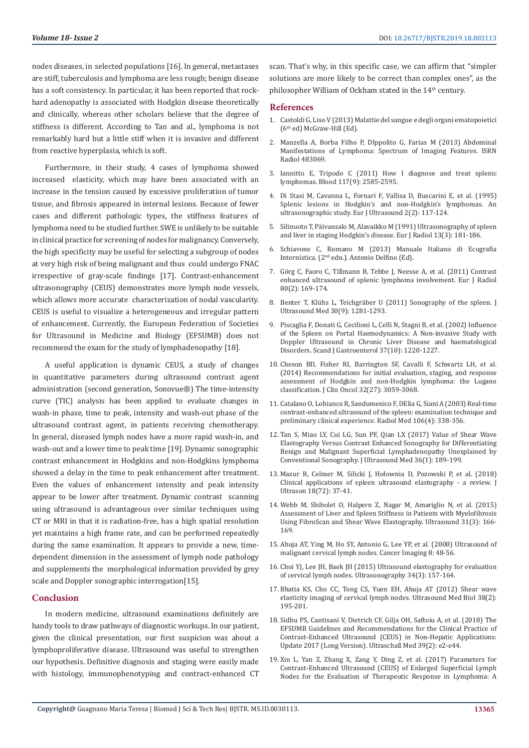nodes diseases, in selected populations [16]. In general, metastases are stiff, tuberculosis and lymphoma are less rough; benign disease has a soft consistency. In particular, it has been reported that rock-hard adenopathy is associated with Hodgkin disease theoretically and clinically, whereas other scholars believe that the degree of stiffness is different. According to Tan and al., lymphoma is not remarkably hard but a little stiff when it is invasive and different from reactive hyperplasia, which is soft.

Furthermore, in their study, 4 cases of lymphoma showed increased elasticity, which may have been associated with an increase in the tension caused by excessive proliferation of tumor tissue, and fibrosis appeared in internal lesions. Because of fewer cases and different pathologic types, the stiffness features of lymphoma need to be studied further. SWE is unlikely to be suitable in clinical practice for screening of nodes for malignancy. Conversely, the high specificity may be useful for selecting a subgroup of nodes at very high risk of being malignant and thus could undergo FNAC irrespective of gray-scale findings [17]. Contrast-enhancement ultrasonography (CEUS) demonstrates more lymph node vessels, which allows more accurate characterization of nodal vascularity. CEUS is useful to visualize a heterogeneous and irregular pattern of enhancement. Currently, the European Federation of Societies for Ultrasound in Medicine and Biology (EFSUMB) does not recommend the exam for the study of lymphadenopathy [18].

A useful application is dynamic CEUS, a study of changes in quantitative parameters during ultrasound contrast agent administration (second generation, Sonovue®) The time-intensity curve (TIC) analysis has been applied to evaluate changes in wash-in phase, time to peak, intensity and wash-out phase of the ultrasound contrast agent, in patients receiving chemotherapy. In general, diseased lymph nodes have a more rapid wash-in, and wash-out and a lower time to peak time [19]. Dynamic sonographic contrast enhancement in Hodgkins and non-Hodgkins lymphoma showed a delay in the time to peak enhancement after treatment. Even the values of enhancement intensity and peak intensity appear to be lower after treatment. Dynamic contrast scanning using ultrasound is advantageous over similar techniques using CT or MRI in that it is radiation-free, has a high spatial resolution yet maintains a high frame rate, and can be performed repeatedly during the same examination. It appears to provide a new, time-dependent dimension in the assessment of lymph node pathology and supplements the morphological information provided by grey scale and Doppler sonographic interrogation[15].

## Conclusion

In modern medicine, ultrasound examinations definitely are handy tools to draw pathways of diagnostic workups. In our patient, given the clinical presentation, our first suspicion was about a lymphoproliferative disease. Ultrasound was useful to strengthen our hypothesis. Definitive diagnosis and staging were easily made with histology, immunophenotyping and contract-enhanced CT scan. That's why, in this specific case, we can affirm that "simpler solutions are more likely to be correct than complex ones", as the philosopher William of Ockham stated in the 14th century.

## References

1. Castoldi G, Liso V (2013) Malattie del sangue e degli organi ematopoietici (6th ed) McGraw-Hill (Ed).
2. Manzella A, Borba Filho P, DIppolito G, Farias M (2013) Abdominal Manifestations of Lymphoma: Spectrum of Imaging Features. ISRN Radiol 483069.
3. Iannitto E, Tripodo C (2011) How I diagnose and treat splenic lymphomas. Blood 117(9): 2585-2595.
4. Di Stasi M, Cavanna L, Fornari F, Vallisa D, Buscarini E, et al. (1995) Splenic lesions in Hodgkin's and non-Hodgkin's lymphomas. An ultrasonographic study. Eur J Ultrasound 2(2): 117-124.
5. Silinuoto T, Päivansalo M, Alavaikko M (1991) Ultrasonography of spleen and liver in staging Hodgkin's disease. Eur J Radiol 13(3): 181-186.
6. Schiavone C, Romano M (2013) Manuale Italiano di Ecografia Internistica. (2nd edn.). Antonio Delfino (Ed).
7. Görg C, Faoro C, Tillmann B, Tebbe J, Neesse A, et al. (2011) Contrast enhanced ultrasound of splenic lymphoma involvement. Eur J Radiol 80(2): 169-174.
8. Benter T, Klühs L, Teichgräber U (2011) Sonography of the spleen. J Ultrasound Med 30(9): 1281-1293.
9. Piscaglia F, Donati G, Cecilioni L, Celli N, Stagni B, et al. (2002) Influence of the Spleen on Portal Haemodynamics: A Non-invasive Study with Doppler Ultrasound in Chronic Liver Disease and haematological Disorders. Scand J Gastroenterol 37(10): 1220-1227.
10. Cheson BD, Fisher RI, Barrington SF, Cavalli F, Schwartz LH, et al. (2014) Recommendations for initial evaluation, staging, and response assessment of Hodgkin and non-Hodgkin lymphoma: the Lugano classification. J Clin Oncol 32(27): 3059-3068.
11. Catalano O, Lobianco R, Sandomenico F, DElia G, Siani A (2003) Real-time contrast-enhanced ultrasound of the spleen: examination technique and preliminary clinical experience. Radiol Med 106(4): 338-356.
12. Tan S, Miao LY, Cui LG, Sun PF, Qian LX (2017) Value of Shear Wave Elastography Versus Contrast Enhanced Sonography for Differentiating Benign and Malignant Superficial Lymphadenopathy Unexplained by Conventional Sonography. J Ultrasound Med 36(1): 189-199.
13. Mazur R, Celmer M, Silicki J, Hołownia D, Pozowski P, et al. (2018) Clinical applications of spleen ultrasound elastography - a review. J Ultrason 18(72): 37-41.
14. Webb M, Shibolet O, Halpern Z, Nagar M, Amariglio N, et al. (2015) Assessment of Liver and Spleen Stiffness in Patients with Myelofibrosis Using FibroScan and Shear Wave Elastography. Ultrasound 31(3): 166-169.
15. Ahuja AT, Ying M, Ho SY, Antonio G, Lee YP, et al. (2008) Ultrasound of malignant cervical lymph nodes. Cancer Imaging 8: 48-56.
16. Choi YJ, Lee JH, Baek JH (2015) Ultrasound elastography for evaluation of cervical lymph nodes. Ultrasonography 34(3): 157-164.
17. Bhatia KS, Cho CC, Tong CS, Yuen EH, Ahuja AT (2012) Shear wave elasticity imaging of cervical lymph nodes. Ultrasound Med Biol 38(2): 195-201.
18. Sidhu PS, Cantisani V, Dietrich CF, Gilja OH, Saftoiu A, et al. (2018) The EFSUMB Guidelines and Recommendations for the Clinical Practice of Contrast-Enhanced Ultrasound (CEUS) in Non-Hepatic Applications: Update 2017 (Long Version). Ultraschall Med 39(2): e2-e44.
19. Xin L, Yan Z, Zhang X, Zang Y, Ding Z, et al. (2017) Parameters for Contrast-Enhanced Ultrasound (CEUS) of Enlarged Superficial Lymph Nodes for the Evaluation of Therapeutic Response in Lymphoma: A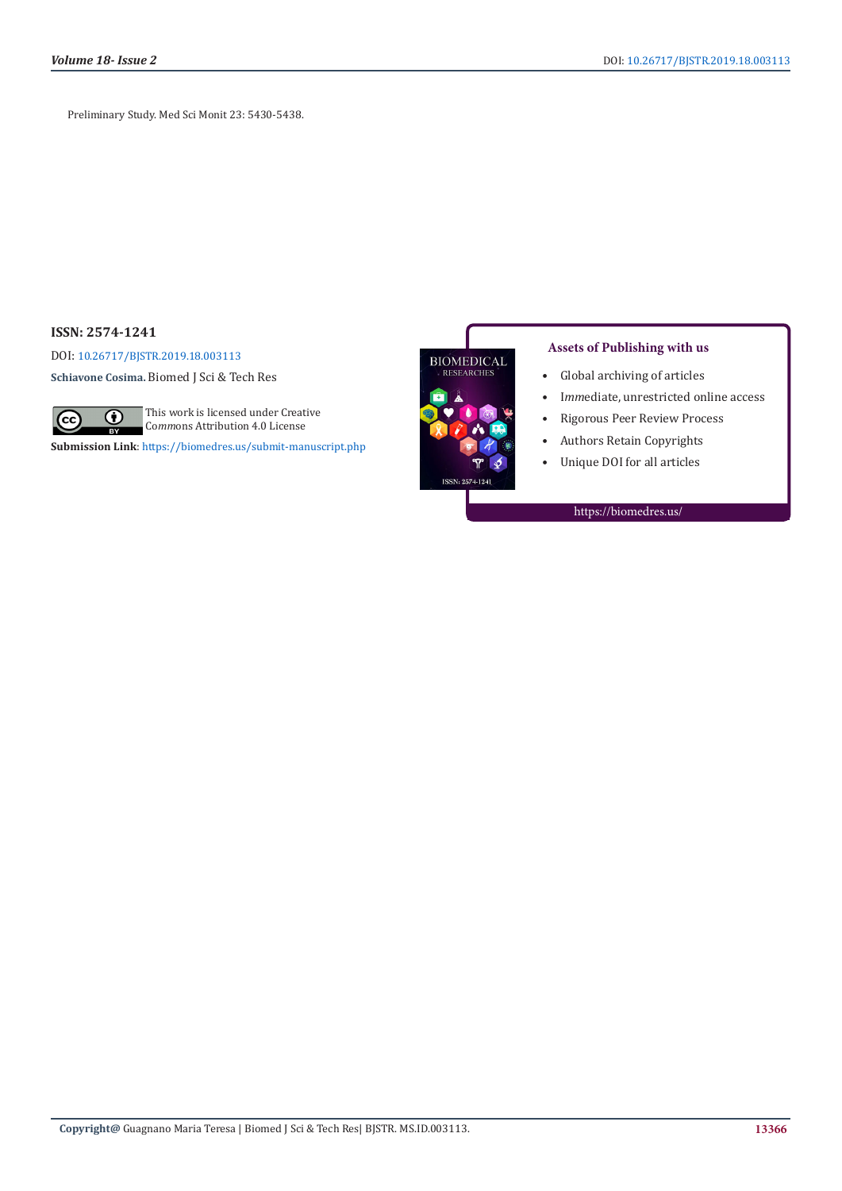Preliminary Study. Med Sci Monit 23: 5430-5438.

**ISSN: 2574-1241**

DOI: 10.26717/BJSTR.2019.18.003113

**Schiavone Cosima.** Biomed J Sci & Tech Res

This work is licensed under Creative Commons Attribution 4.0 License

**Submission Link**: https://biomedres.us/submit-manuscript.php

### Assets of Publishing with us

- Global archiving of articles
- Immediate, unrestricted online access
- Rigorous Peer Review Process
- Authors Retain Copyrights
- Unique DOI for all articles

https://biomedres.us/